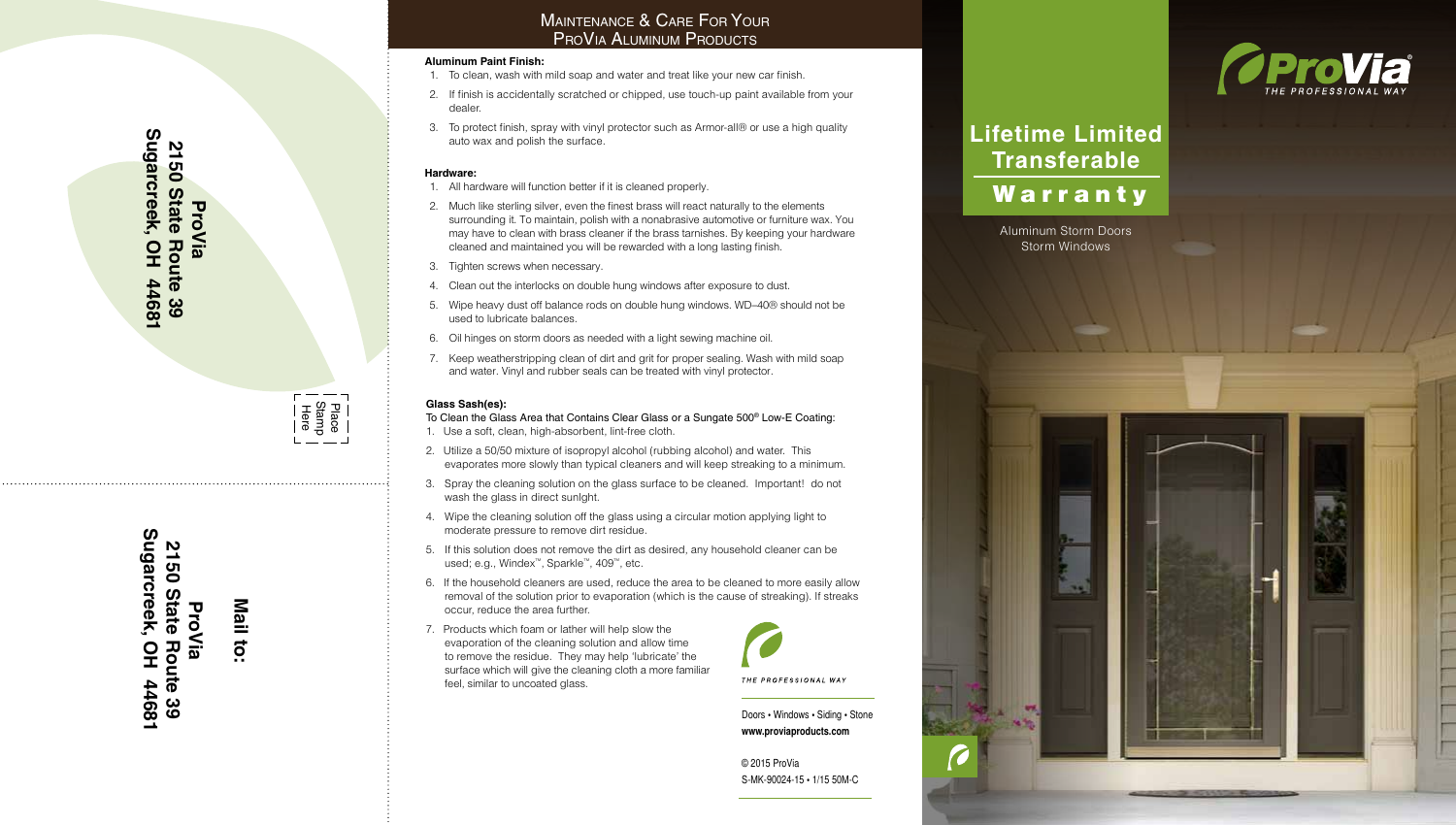ProVia
2150 State Route 39
Sugarcreek, OH 44681

Place Stamp Here

Mail to:

ProVia
2150 State Route 39
Sugarcreek, OH 44681

# Maintenance & Care For Your ProVia Aluminum Products

**Aluminum Paint Finish:**

1. To clean, wash with mild soap and water and treat like your new car finish.
2. If finish is accidentally scratched or chipped, use touch-up paint available from your dealer.
3. To protect finish, spray with vinyl protector such as Armor-all® or use a high quality auto wax and polish the surface.

**Hardware:**

1. All hardware will function better if it is cleaned properly.
2. Much like sterling silver, even the finest brass will react naturally to the elements surrounding it. To maintain, polish with a nonabrasive automotive or furniture wax. You may have to clean with brass cleaner if the brass tarnishes. By keeping your hardware cleaned and maintained you will be rewarded with a long lasting finish.
3. Tighten screws when necessary.
4. Clean out the interlocks on double hung windows after exposure to dust.
5. Wipe heavy dust off balance rods on double hung windows. WD–40® should not be used to lubricate balances.
6. Oil hinges on storm doors as needed with a light sewing machine oil.
7. Keep weatherstripping clean of dirt and grit for proper sealing. Wash with mild soap and water. Vinyl and rubber seals can be treated with vinyl protector.

**Glass Sash(es):**

To Clean the Glass Area that Contains Clear Glass or a Sungate 500® Low-E Coating:

1. Use a soft, clean, high-absorbent, lint-free cloth.
2. Utilize a 50/50 mixture of isopropyl alcohol (rubbing alcohol) and water. This evaporates more slowly than typical cleaners and will keep streaking to a minimum.
3. Spray the cleaning solution on the glass surface to be cleaned. Important! do not wash the glass in direct sunlght.
4. Wipe the cleaning solution off the glass using a circular motion applying light to moderate pressure to remove dirt residue.
5. If this solution does not remove the dirt as desired, any household cleaner can be used; e.g., Windex™, Sparkle™, 409™, etc.
6. If the household cleaners are used, reduce the area to be cleaned to more easily allow removal of the solution prior to evaporation (which is the cause of streaking). If streaks occur, reduce the area further.
7. Products which foam or lather will help slow the evaporation of the cleaning solution and allow time to remove the residue. They may help 'lubricate' the surface which will give the cleaning cloth a more familiar feel, similar to uncoated glass.

THE PROFESSIONAL WAY

Doors • Windows • Siding • Stone
**www.proviaproducts.com**

© 2015 ProVia
S-MK-90024-15 • 1/15 50M-C

ProVia® THE PROFESSIONAL WAY

# Lifetime Limited Transferable Warranty

Aluminum Storm Doors
Storm Windows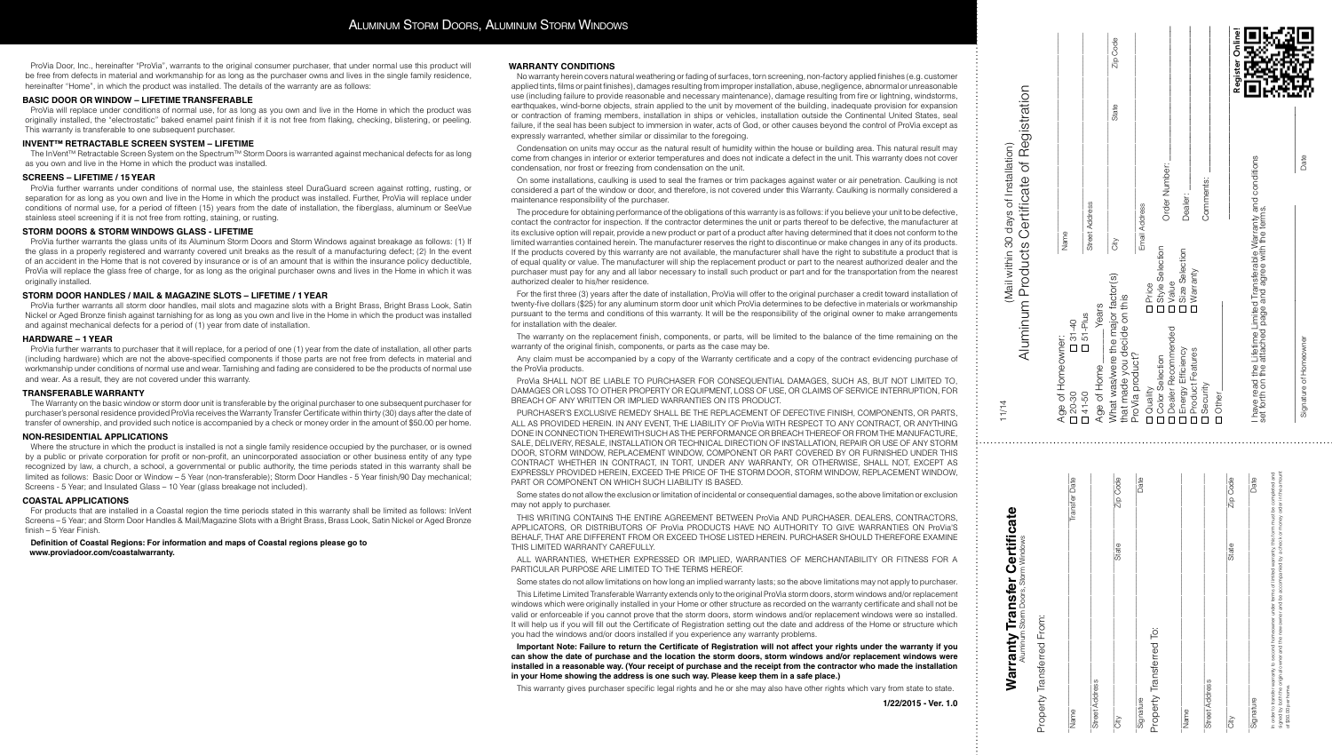# Aluminum Storm Doors, Aluminum Storm Windows

ProVia Door, Inc., hereinafter "ProVia", warrants to the original consumer purchaser, that under normal use this product will be free from defects in material and workmanship for as long as the purchaser owns and lives in the single family residence, hereinafter "Home", in which the product was installed. The details of the warranty are as follows:

### BASIC DOOR OR WINDOW – LIFETIME TRANSFERABLE

ProVia will replace under conditions of normal use, for as long as you own and live in the Home in which the product was originally installed, the "electrostatic" baked enamel paint finish if it is not free from flaking, checking, blistering, or peeling. This warranty is transferable to one subsequent purchaser.

### INVENT™ RETRACTABLE SCREEN SYSTEM – LIFETIME

The InVent™ Retractable Screen System on the Spectrum™ Storm Doors is warranted against mechanical defects for as long as you own and live in the Home in which the product was installed.

### SCREENS – LIFETIME / 15 YEAR

ProVia further warrants under conditions of normal use, the stainless steel DuraGuard screen against rotting, rusting, or separation for as long as you own and live in the Home in which the product was installed. Further, ProVia will replace under conditions of normal use, for a period of fifteen (15) years from the date of installation, the fiberglass, aluminum or SeeVue stainless steel screening if it is not free from rotting, staining, or rusting.

### STORM DOORS & STORM WINDOWS GLASS - LIFETIME

ProVia further warrants the glass units of its Aluminum Storm Doors and Storm Windows against breakage as follows: (1) If the glass in a properly registered and warranty covered unit breaks as the result of a manufacturing defect; (2) In the event of an accident in the Home that is not covered by insurance or is of an amount that is within the insurance policy deductible, ProVia will replace the glass free of charge, for as long as the original purchaser owns and lives in the Home in which it was originally installed.

### STORM DOOR HANDLES / MAIL & MAGAZINE SLOTS – LIFETIME / 1 YEAR

ProVia further warrants all storm door handles, mail slots and magazine slots with a Bright Brass, Bright Brass Look, Satin Nickel or Aged Bronze finish against tarnishing for as long as you own and live in the Home in which the product was installed and against mechanical defects for a period of (1) year from date of installation.

### HARDWARE – 1 YEAR

ProVia further warrants to purchaser that it will replace, for a period of one (1) year from the date of installation, all other parts (including hardware) which are not the above-specified components if those parts are not free from defects in material and workmanship under conditions of normal use and wear. Tarnishing and fading are considered to be the products of normal use and wear. As a result, they are not covered under this warranty.

### TRANSFERABLE WARRANTY

The Warranty on the basic window or storm door unit is transferable by the original purchaser to one subsequent purchaser for purchaser's personal residence provided ProVia receives the Warranty Transfer Certificate within thirty (30) days after the date of transfer of ownership, and provided such notice is accompanied by a check or money order in the amount of $50.00 per home.

### NON-RESIDENTIAL APPLICATIONS

Where the structure in which the product is installed is not a single family residence occupied by the purchaser, or is owned by a public or private corporation for profit or non-profit, an unincorporated association or other business entity of any type recognized by law, a church, a school, a governmental or public authority, the time periods stated in this warranty shall be limited as follows: Basic Door or Window – 5 Year (non-transferable); Storm Door Handles - 5 Year finish/90 Day mechanical; Screens - 5 Year; and Insulated Glass – 10 Year (glass breakage not included).

### COASTAL APPLICATIONS

For products that are installed in a Coastal region the time periods stated in this warranty shall be limited as follows: InVent Screens – 5 Year; and Storm Door Handles & Mail/Magazine Slots with a Bright Brass, Brass Look, Satin Nickel or Aged Bronze finish – 5 Year Finish.

**Definition of Coastal Regions: For information and maps of Coastal regions please go to www.proviadoor.com/coastalwarranty.**

### WARRANTY CONDITIONS

No warranty herein covers natural weathering or fading of surfaces, torn screening, non-factory applied finishes (e.g. customer applied tints, films or paint finishes), damages resulting from improper installation, abuse, negligence, abnormal or unreasonable use (including failure to provide reasonable and necessary maintenance), damage resulting from fire or lightning, windstorms, earthquakes, wind-borne objects, strain applied to the unit by movement of the building, inadequate provision for expansion or contraction of framing members, installation in ships or vehicles, installation outside the Continental United States, seal failure, if the seal has been subject to immersion in water, acts of God, or other causes beyond the control of ProVia except as expressly warranted, whether similar or dissimilar to the foregoing.

Condensation on units may occur as the natural result of humidity within the house or building area. This natural result may come from changes in interior or exterior temperatures and does not indicate a defect in the unit. This warranty does not cover condensation, nor frost or freezing from condensation on the unit.

On some installations, caulking is used to seal the frames or trim packages against water or air penetration. Caulking is not considered a part of the window or door, and therefore, is not covered under this Warranty. Caulking is normally considered a maintenance responsibility of the purchaser.

The procedure for obtaining performance of the obligations of this warranty is as follows: if you believe your unit to be defective, contact the contractor for inspection. If the contractor determines the unit or parts thereof to be defective, the manufacturer at its exclusive option will repair, provide a new product or part of a product after having determined that it does not conform to the limited warranties contained herein. The manufacturer reserves the right to discontinue or make changes in any of its products. If the products covered by this warranty are not available, the manufacturer shall have the right to substitute a product that is of equal quality or value. The manufacturer will ship the replacement product or part to the nearest authorized dealer and the purchaser must pay for any and all labor necessary to install such product or part and for the transportation from the nearest authorized dealer to his/her residence.

For the first three (3) years after the date of installation, ProVia will offer to the original purchaser a credit toward installation of twenty-five dollars ($25) for any aluminum storm door unit which ProVia determines to be defective in materials or workmanship pursuant to the terms and conditions of this warranty. It will be the responsibility of the original owner to make arrangements for installation with the dealer.

The warranty on the replacement finish, components, or parts, will be limited to the balance of the time remaining on the warranty of the original finish, components, or parts as the case may be.

Any claim must be accompanied by a copy of the Warranty certificate and a copy of the contract evidencing purchase of the ProVia products.

ProVia SHALL NOT BE LIABLE TO PURCHASER FOR CONSEQUENTIAL DAMAGES, SUCH AS, BUT NOT LIMITED TO, DAMAGES OR LOSS TO OTHER PROPERTY OR EQUIPMENT, LOSS OF USE, OR CLAIMS OF SERVICE INTERRUPTION, FOR BREACH OF ANY WRITTEN OR IMPLIED WARRANTIES ON ITS PRODUCT.

PURCHASER'S EXCLUSIVE REMEDY SHALL BE THE REPLACEMENT OF DEFECTIVE FINISH, COMPONENTS, OR PARTS, ALL AS PROVIDED HEREIN. IN ANY EVENT, THE LIABILITY OF ProVia WITH RESPECT TO ANY CONTRACT, OR ANYTHING DONE IN CONNECTION THEREWITH SUCH AS THE PERFORMANCE OR BREACH THEREOF OR FROM THE MANUFACTURE, SALE, DELIVERY, RESALE, INSTALLATION OR TECHNICAL DIRECTION OF INSTALLATION, REPAIR OR USE OF ANY STORM DOOR, STORM WINDOW, REPLACEMENT WINDOW, COMPONENT OR PART COVERED BY OR FURNISHED UNDER THIS CONTRACT WHETHER IN CONTRACT, IN TORT, UNDER ANY WARRANTY, OR OTHERWISE, SHALL NOT, EXCEPT AS EXPRESSLY PROVIDED HEREIN, EXCEED THE PRICE OF THE STORM DOOR, STORM WINDOW, REPLACEMENT WINDOW, PART OR COMPONENT ON WHICH SUCH LIABILITY IS BASED.

Some states do not allow the exclusion or limitation of incidental or consequential damages, so the above limitation or exclusion may not apply to purchaser.

THIS WRITING CONTAINS THE ENTIRE AGREEMENT BETWEEN ProVia AND PURCHASER. DEALERS, CONTRACTORS, APPLICATORS, OR DISTRIBUTORS OF ProVia PRODUCTS HAVE NO AUTHORITY TO GIVE WARRANTIES ON ProVia'S BEHALF, THAT ARE DIFFERENT FROM OR EXCEED THOSE LISTED HEREIN. PURCHASER SHOULD THEREFORE EXAMINE THIS LIMITED WARRANTY CAREFULLY.

ALL WARRANTIES, WHETHER EXPRESSED OR IMPLIED, WARRANTIES OF MERCHANTABILITY OR FITNESS FOR A PARTICULAR PURPOSE ARE LIMITED TO THE TERMS HEREOF.

Some states do not allow limitations on how long an implied warranty lasts; so the above limitations may not apply to purchaser.

This Lifetime Limited Transferable Warranty extends only to the original ProVia storm doors, storm windows and/or replacement windows which were originally installed in your Home or other structure as recorded on the warranty certificate and shall not be valid or enforceable if you cannot prove that the storm doors, storm windows and/or replacement windows were so installed. It will help us if you will fill out the Certificate of Registration setting out the date and address of the Home or structure which you had the windows and/or doors installed if you experience any warranty problems.

**Important Note: Failure to return the Certificate of Registration will not affect your rights under the warranty if you can show the date of purchase and the location the storm doors, storm windows and/or replacement windows were installed in a reasonable way. (Your receipt of purchase and the receipt from the contractor who made the installation in your Home showing the address is one such way. Please keep them in a safe place.)**

This warranty gives purchaser specific legal rights and he or she may also have other rights which vary from state to state.

**1/22/2015 - Ver. 1.0**

## Warranty Transfer Certificate

Aluminum Storm Doors, Storm Windows

Property Transferred From:

Name ______ Transfer Date ______

Street Address ______

City ______ State ______ Zip Code ______

Signature ______ Date ______

Property Transferred To:

Name ______

Street Address ______

City ______ State ______ Zip Code ______

Signature ______ Date ______

In order to transfer warranty to second homeowner under terms of limited warranty, this form must be completed and signed by both the original owner and the new owner and be accompanied by a check or money order in the amount of $50.00 per home.

11/14

## (Mail within 30 days of Installation) Aluminum Products Certificate of Registration

Age of Homeowner:
- ☐ 20-30 ☐ 31-40
- ☐ 41-50 ☐ 51-Plus

Age of Home ______ Years

What was/were the major factor(s) that made you decide on this ProVia product?

- ☐ Quality
- ☐ Color Selection
- ☐ Dealer Recommended
- ☐ Energy Efficiency
- ☐ Product Features
- ☐ Security
- ☐ Other ______
- ☐ Price
- ☐ Style Selection
- ☐ Value
- ☐ Size Selection
- ☐ Warranty

Name ______

Street Address ______

City ______ State ______ Zip Code ______

Email Address ______

Order Number: ______

Dealer: ______

Comments: ______

I have read the Lifetime Limited Transferable Warranty and conditions set forth on the attached page and agree with the terms.

Signature of Homeowner ______ Date ______

Register Online!